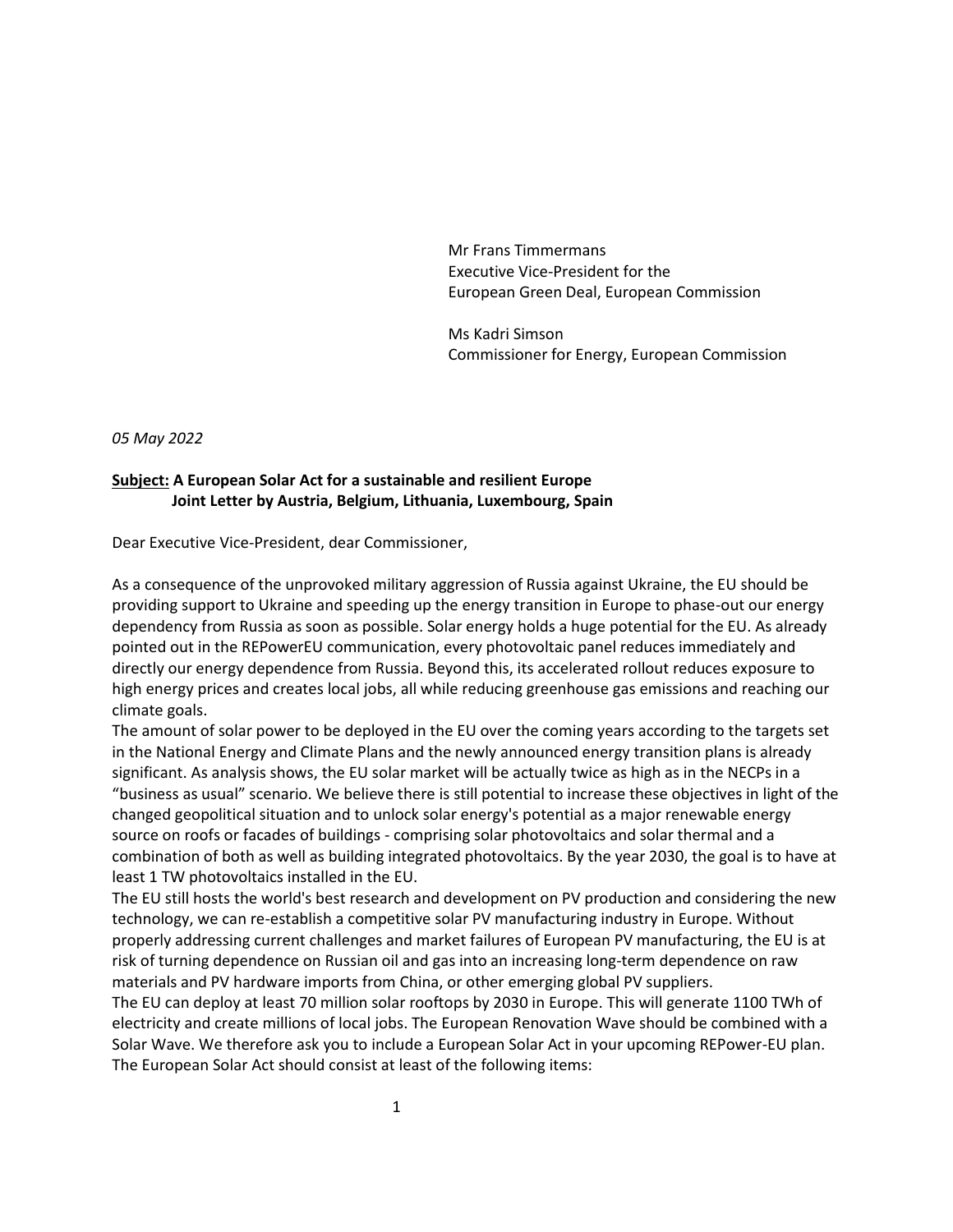Mr Frans Timmermans
Executive Vice-President for the
European Green Deal, European Commission

Ms Kadri Simson
Commissioner for Energy, European Commission

*05 May 2022*

**Subject: A European Solar Act for a sustainable and resilient Europe**
**Joint Letter by Austria, Belgium, Lithuania, Luxembourg, Spain**

Dear Executive Vice-President, dear Commissioner,

As a consequence of the unprovoked military aggression of Russia against Ukraine, the EU should be providing support to Ukraine and speeding up the energy transition in Europe to phase-out our energy dependency from Russia as soon as possible. Solar energy holds a huge potential for the EU. As already pointed out in the REPowerEU communication, every photovoltaic panel reduces immediately and directly our energy dependence from Russia. Beyond this, its accelerated rollout reduces exposure to high energy prices and creates local jobs, all while reducing greenhouse gas emissions and reaching our climate goals.

The amount of solar power to be deployed in the EU over the coming years according to the targets set in the National Energy and Climate Plans and the newly announced energy transition plans is already significant. As analysis shows, the EU solar market will be actually twice as high as in the NECPs in a "business as usual" scenario. We believe there is still potential to increase these objectives in light of the changed geopolitical situation and to unlock solar energy's potential as a major renewable energy source on roofs or facades of buildings - comprising solar photovoltaics and solar thermal and a combination of both as well as building integrated photovoltaics. By the year 2030, the goal is to have at least 1 TW photovoltaics installed in the EU.

The EU still hosts the world's best research and development on PV production and considering the new technology, we can re-establish a competitive solar PV manufacturing industry in Europe. Without properly addressing current challenges and market failures of European PV manufacturing, the EU is at risk of turning dependence on Russian oil and gas into an increasing long-term dependence on raw materials and PV hardware imports from China, or other emerging global PV suppliers.

The EU can deploy at least 70 million solar rooftops by 2030 in Europe. This will generate 1100 TWh of electricity and create millions of local jobs. The European Renovation Wave should be combined with a Solar Wave. We therefore ask you to include a European Solar Act in your upcoming REPower-EU plan. The European Solar Act should consist at least of the following items: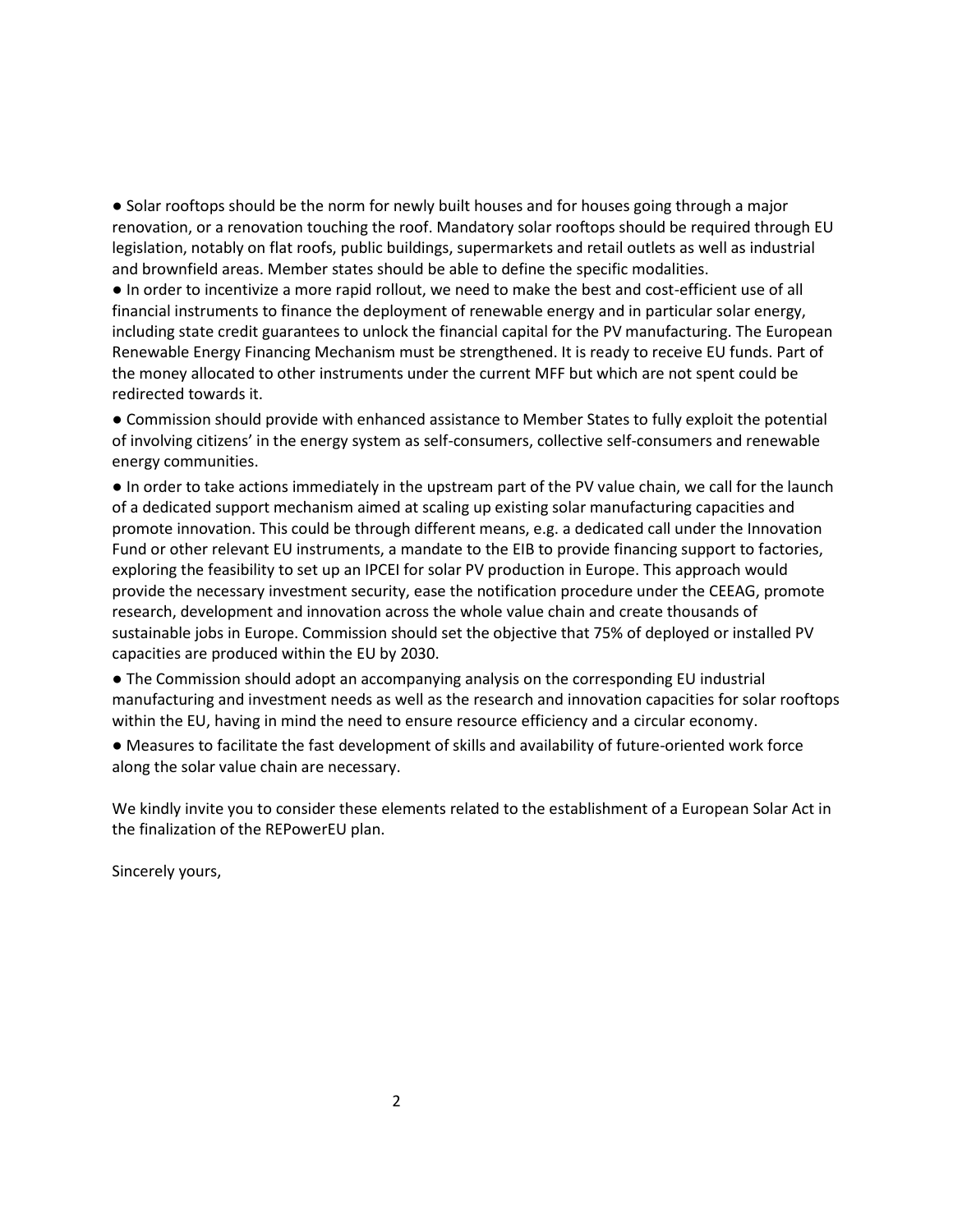- Solar rooftops should be the norm for newly built houses and for houses going through a major renovation, or a renovation touching the roof. Mandatory solar rooftops should be required through EU legislation, notably on flat roofs, public buildings, supermarkets and retail outlets as well as industrial and brownfield areas. Member states should be able to define the specific modalities.
- In order to incentivize a more rapid rollout, we need to make the best and cost-efficient use of all financial instruments to finance the deployment of renewable energy and in particular solar energy, including state credit guarantees to unlock the financial capital for the PV manufacturing. The European Renewable Energy Financing Mechanism must be strengthened. It is ready to receive EU funds. Part of the money allocated to other instruments under the current MFF but which are not spent could be redirected towards it.
- Commission should provide with enhanced assistance to Member States to fully exploit the potential of involving citizens' in the energy system as self-consumers, collective self-consumers and renewable energy communities.
- In order to take actions immediately in the upstream part of the PV value chain, we call for the launch of a dedicated support mechanism aimed at scaling up existing solar manufacturing capacities and promote innovation. This could be through different means, e.g. a dedicated call under the Innovation Fund or other relevant EU instruments, a mandate to the EIB to provide financing support to factories, exploring the feasibility to set up an IPCEI for solar PV production in Europe. This approach would provide the necessary investment security, ease the notification procedure under the CEEAG, promote research, development and innovation across the whole value chain and create thousands of sustainable jobs in Europe. Commission should set the objective that 75% of deployed or installed PV capacities are produced within the EU by 2030.
- The Commission should adopt an accompanying analysis on the corresponding EU industrial manufacturing and investment needs as well as the research and innovation capacities for solar rooftops within the EU, having in mind the need to ensure resource efficiency and a circular economy.
- Measures to facilitate the fast development of skills and availability of future-oriented work force along the solar value chain are necessary.

We kindly invite you to consider these elements related to the establishment of a European Solar Act in the finalization of the REPowerEU plan.

Sincerely yours,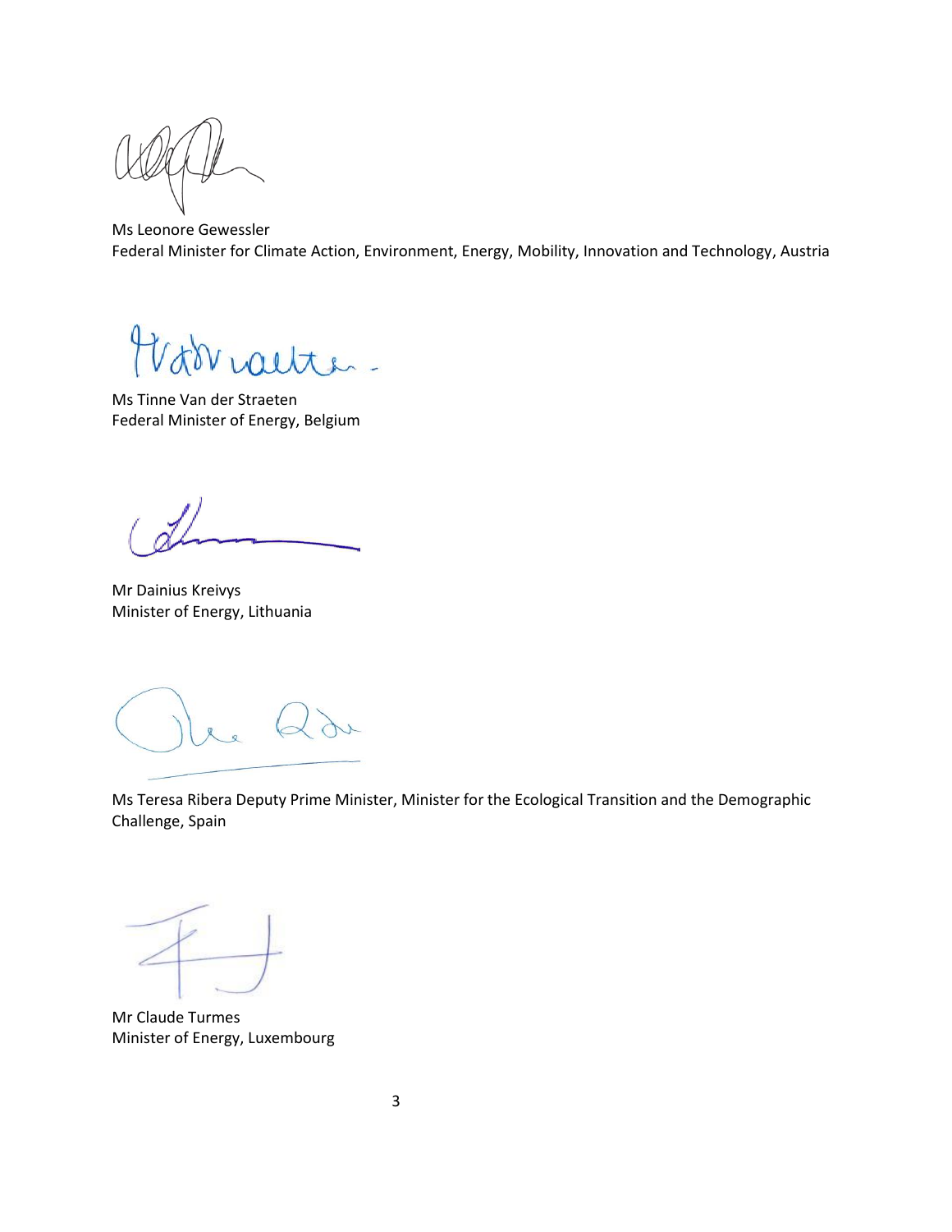Ms Leonore Gewessler
Federal Minister for Climate Action, Environment, Energy, Mobility, Innovation and Technology, Austria

Ms Tinne Van der Straeten
Federal Minister of Energy, Belgium

Mr Dainius Kreivys
Minister of Energy, Lithuania

Ms Teresa Ribera Deputy Prime Minister, Minister for the Ecological Transition and the Demographic Challenge, Spain

Mr Claude Turmes
Minister of Energy, Luxembourg